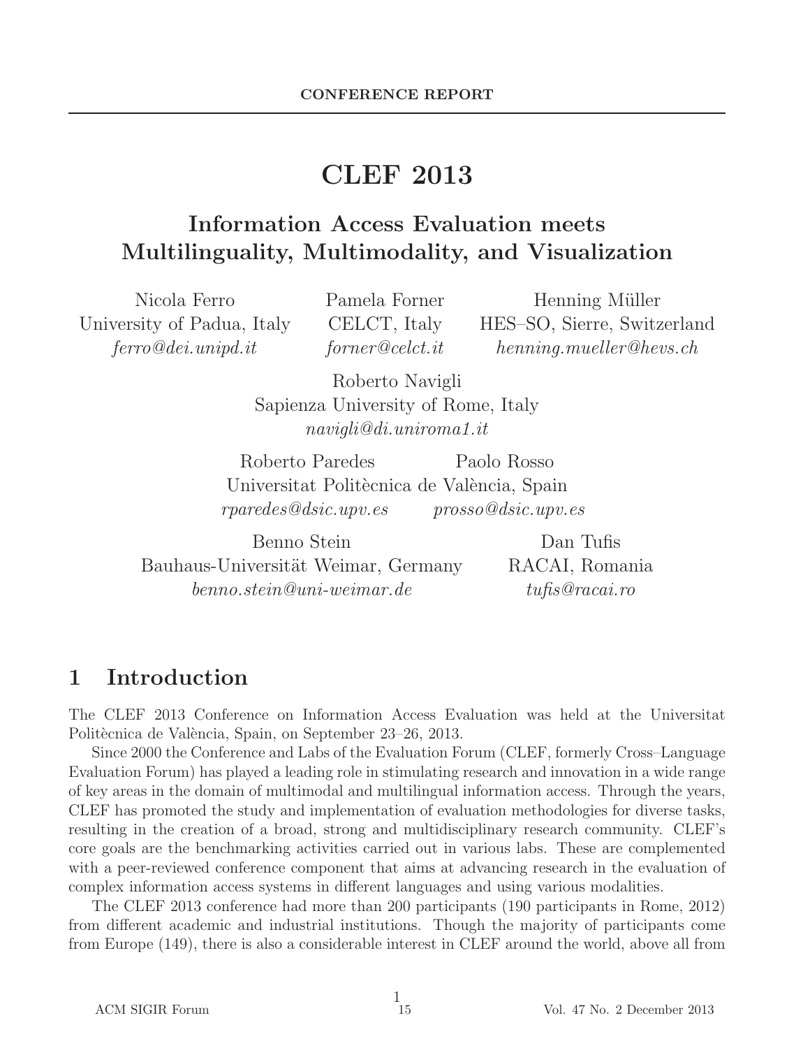CONFERENCE REPORT

# CLEF 2013

## Information Access Evaluation meets Multilinguality, Multimodality, and Visualization

Nicola Ferro
University of Padua, Italy
*ferro@dei.unipd.it*

Pamela Forner
CELCT, Italy
*forner@celct.it*

Henning Müller
HES–SO, Sierre, Switzerland
*henning.mueller@hevs.ch*

Roberto Navigli
Sapienza University of Rome, Italy
*navigli@di.uniroma1.it*

Roberto Paredes, Paolo Rosso
Universitat Politècnica de València, Spain
*rparedes@dsic.upv.es*, *prosso@dsic.upv.es*

Benno Stein
Bauhaus-Universität Weimar, Germany
*benno.stein@uni-weimar.de*

Dan Tufis
RACAI, Romania
*tufis@racai.ro*

## 1 Introduction

The CLEF 2013 Conference on Information Access Evaluation was held at the Universitat Politècnica de València, Spain, on September 23–26, 2013.

Since 2000 the Conference and Labs of the Evaluation Forum (CLEF, formerly Cross–Language Evaluation Forum) has played a leading role in stimulating research and innovation in a wide range of key areas in the domain of multimodal and multilingual information access. Through the years, CLEF has promoted the study and implementation of evaluation methodologies for diverse tasks, resulting in the creation of a broad, strong and multidisciplinary research community. CLEF's core goals are the benchmarking activities carried out in various labs. These are complemented with a peer-reviewed conference component that aims at advancing research in the evaluation of complex information access systems in different languages and using various modalities.

The CLEF 2013 conference had more than 200 participants (190 participants in Rome, 2012) from different academic and industrial institutions. Though the majority of participants come from Europe (149), there is also a considerable interest in CLEF around the world, above all from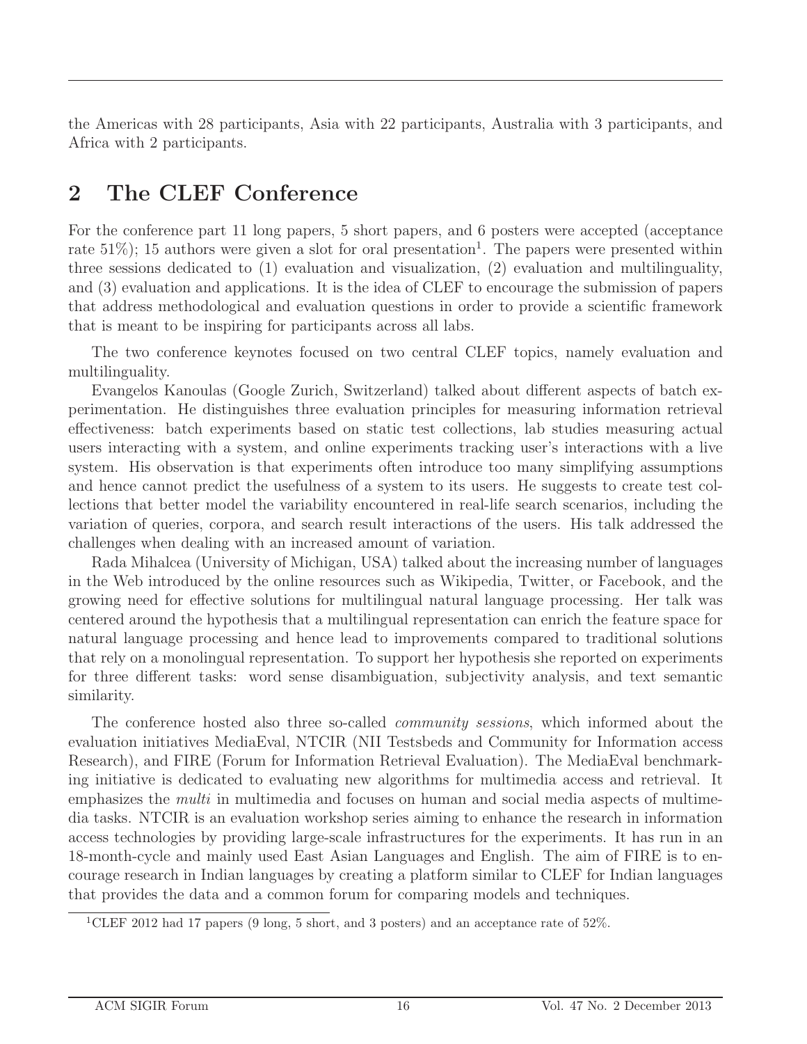the Americas with 28 participants, Asia with 22 participants, Australia with 3 participants, and Africa with 2 participants.

## 2 The CLEF Conference

For the conference part 11 long papers, 5 short papers, and 6 posters were accepted (acceptance rate 51%); 15 authors were given a slot for oral presentation[1]. The papers were presented within three sessions dedicated to (1) evaluation and visualization, (2) evaluation and multilinguality, and (3) evaluation and applications. It is the idea of CLEF to encourage the submission of papers that address methodological and evaluation questions in order to provide a scientific framework that is meant to be inspiring for participants across all labs.

The two conference keynotes focused on two central CLEF topics, namely evaluation and multilinguality.

Evangelos Kanoulas (Google Zurich, Switzerland) talked about different aspects of batch experimentation. He distinguishes three evaluation principles for measuring information retrieval effectiveness: batch experiments based on static test collections, lab studies measuring actual users interacting with a system, and online experiments tracking user's interactions with a live system. His observation is that experiments often introduce too many simplifying assumptions and hence cannot predict the usefulness of a system to its users. He suggests to create test collections that better model the variability encountered in real-life search scenarios, including the variation of queries, corpora, and search result interactions of the users. His talk addressed the challenges when dealing with an increased amount of variation.

Rada Mihalcea (University of Michigan, USA) talked about the increasing number of languages in the Web introduced by the online resources such as Wikipedia, Twitter, or Facebook, and the growing need for effective solutions for multilingual natural language processing. Her talk was centered around the hypothesis that a multilingual representation can enrich the feature space for natural language processing and hence lead to improvements compared to traditional solutions that rely on a monolingual representation. To support her hypothesis she reported on experiments for three different tasks: word sense disambiguation, subjectivity analysis, and text semantic similarity.

The conference hosted also three so-called *community sessions*, which informed about the evaluation initiatives MediaEval, NTCIR (NII Testsbeds and Community for Information access Research), and FIRE (Forum for Information Retrieval Evaluation). The MediaEval benchmarking initiative is dedicated to evaluating new algorithms for multimedia access and retrieval. It emphasizes the *multi* in multimedia and focuses on human and social media aspects of multimedia tasks. NTCIR is an evaluation workshop series aiming to enhance the research in information access technologies by providing large-scale infrastructures for the experiments. It has run in an 18-month-cycle and mainly used East Asian Languages and English. The aim of FIRE is to encourage research in Indian languages by creating a platform similar to CLEF for Indian languages that provides the data and a common forum for comparing models and techniques.

[1] CLEF 2012 had 17 papers (9 long, 5 short, and 3 posters) and an acceptance rate of 52%.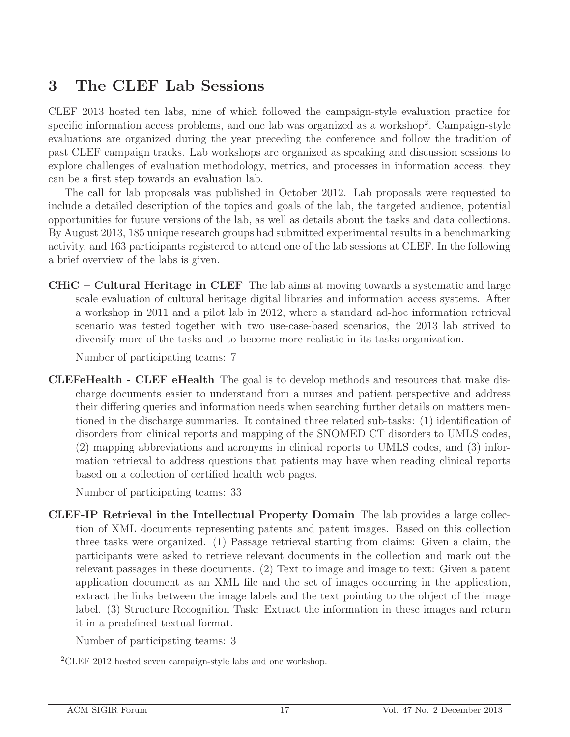## 3 The CLEF Lab Sessions

CLEF 2013 hosted ten labs, nine of which followed the campaign-style evaluation practice for specific information access problems, and one lab was organized as a workshop[2]. Campaign-style evaluations are organized during the year preceding the conference and follow the tradition of past CLEF campaign tracks. Lab workshops are organized as speaking and discussion sessions to explore challenges of evaluation methodology, metrics, and processes in information access; they can be a first step towards an evaluation lab.

The call for lab proposals was published in October 2012. Lab proposals were requested to include a detailed description of the topics and goals of the lab, the targeted audience, potential opportunities for future versions of the lab, as well as details about the tasks and data collections. By August 2013, 185 unique research groups had submitted experimental results in a benchmarking activity, and 163 participants registered to attend one of the lab sessions at CLEF. In the following a brief overview of the labs is given.

**CHiC – Cultural Heritage in CLEF** The lab aims at moving towards a systematic and large scale evaluation of cultural heritage digital libraries and information access systems. After a workshop in 2011 and a pilot lab in 2012, where a standard ad-hoc information retrieval scenario was tested together with two use-case-based scenarios, the 2013 lab strived to diversify more of the tasks and to become more realistic in its tasks organization.

Number of participating teams: 7

**CLEFeHealth - CLEF eHealth** The goal is to develop methods and resources that make discharge documents easier to understand from a nurses and patient perspective and address their differing queries and information needs when searching further details on matters mentioned in the discharge summaries. It contained three related sub-tasks: (1) identification of disorders from clinical reports and mapping of the SNOMED CT disorders to UMLS codes, (2) mapping abbreviations and acronyms in clinical reports to UMLS codes, and (3) information retrieval to address questions that patients may have when reading clinical reports based on a collection of certified health web pages.

Number of participating teams: 33

**CLEF-IP Retrieval in the Intellectual Property Domain** The lab provides a large collection of XML documents representing patents and patent images. Based on this collection three tasks were organized. (1) Passage retrieval starting from claims: Given a claim, the participants were asked to retrieve relevant documents in the collection and mark out the relevant passages in these documents. (2) Text to image and image to text: Given a patent application document as an XML file and the set of images occurring in the application, extract the links between the image labels and the text pointing to the object of the image label. (3) Structure Recognition Task: Extract the information in these images and return it in a predefined textual format.

Number of participating teams: 3

[2] CLEF 2012 hosted seven campaign-style labs and one workshop.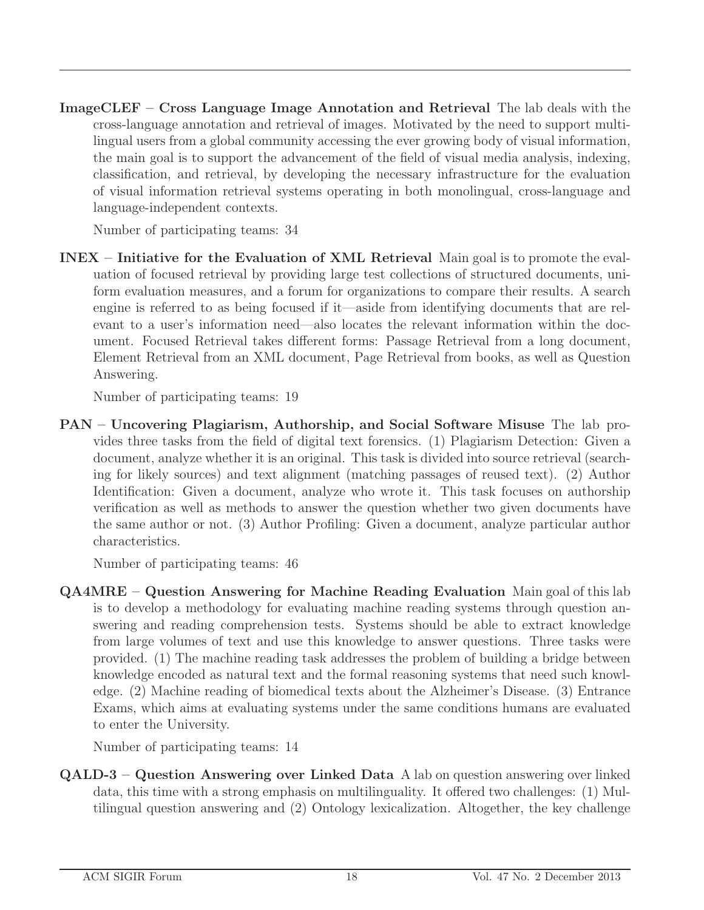**ImageCLEF – Cross Language Image Annotation and Retrieval** The lab deals with the cross-language annotation and retrieval of images. Motivated by the need to support multilingual users from a global community accessing the ever growing body of visual information, the main goal is to support the advancement of the field of visual media analysis, indexing, classification, and retrieval, by developing the necessary infrastructure for the evaluation of visual information retrieval systems operating in both monolingual, cross-language and language-independent contexts.

Number of participating teams: 34

**INEX – Initiative for the Evaluation of XML Retrieval** Main goal is to promote the evaluation of focused retrieval by providing large test collections of structured documents, uniform evaluation measures, and a forum for organizations to compare their results. A search engine is referred to as being focused if it—aside from identifying documents that are relevant to a user's information need—also locates the relevant information within the document. Focused Retrieval takes different forms: Passage Retrieval from a long document, Element Retrieval from an XML document, Page Retrieval from books, as well as Question Answering.

Number of participating teams: 19

**PAN – Uncovering Plagiarism, Authorship, and Social Software Misuse** The lab provides three tasks from the field of digital text forensics. (1) Plagiarism Detection: Given a document, analyze whether it is an original. This task is divided into source retrieval (searching for likely sources) and text alignment (matching passages of reused text). (2) Author Identification: Given a document, analyze who wrote it. This task focuses on authorship verification as well as methods to answer the question whether two given documents have the same author or not. (3) Author Profiling: Given a document, analyze particular author characteristics.

Number of participating teams: 46

**QA4MRE – Question Answering for Machine Reading Evaluation** Main goal of this lab is to develop a methodology for evaluating machine reading systems through question answering and reading comprehension tests. Systems should be able to extract knowledge from large volumes of text and use this knowledge to answer questions. Three tasks were provided. (1) The machine reading task addresses the problem of building a bridge between knowledge encoded as natural text and the formal reasoning systems that need such knowledge. (2) Machine reading of biomedical texts about the Alzheimer's Disease. (3) Entrance Exams, which aims at evaluating systems under the same conditions humans are evaluated to enter the University.

Number of participating teams: 14

**QALD-3 – Question Answering over Linked Data** A lab on question answering over linked data, this time with a strong emphasis on multilinguality. It offered two challenges: (1) Multilingual question answering and (2) Ontology lexicalization. Altogether, the key challenge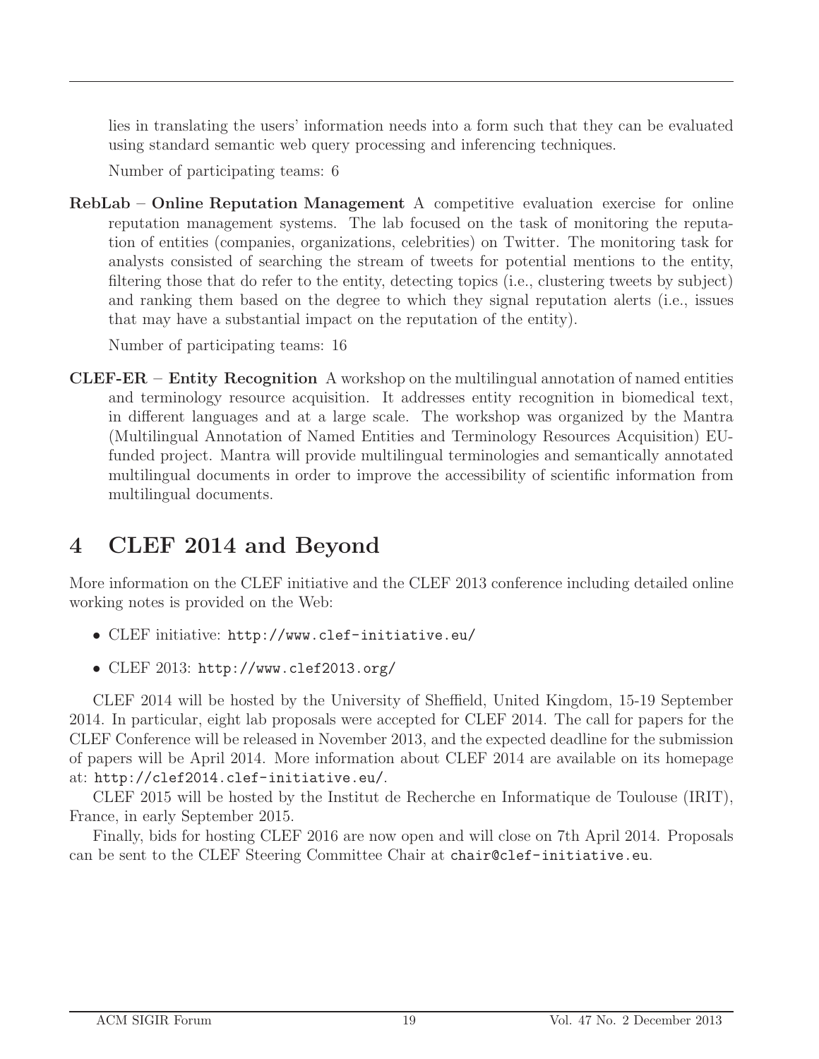lies in translating the users' information needs into a form such that they can be evaluated using standard semantic web query processing and inferencing techniques.

Number of participating teams: 6

**RebLab – Online Reputation Management** A competitive evaluation exercise for online reputation management systems. The lab focused on the task of monitoring the reputation of entities (companies, organizations, celebrities) on Twitter. The monitoring task for analysts consisted of searching the stream of tweets for potential mentions to the entity, filtering those that do refer to the entity, detecting topics (i.e., clustering tweets by subject) and ranking them based on the degree to which they signal reputation alerts (i.e., issues that may have a substantial impact on the reputation of the entity).

Number of participating teams: 16

**CLEF-ER – Entity Recognition** A workshop on the multilingual annotation of named entities and terminology resource acquisition. It addresses entity recognition in biomedical text, in different languages and at a large scale. The workshop was organized by the Mantra (Multilingual Annotation of Named Entities and Terminology Resources Acquisition) EU-funded project. Mantra will provide multilingual terminologies and semantically annotated multilingual documents in order to improve the accessibility of scientific information from multilingual documents.

# 4 CLEF 2014 and Beyond

More information on the CLEF initiative and the CLEF 2013 conference including detailed online working notes is provided on the Web:

- CLEF initiative: `http://www.clef-initiative.eu/`
- CLEF 2013: `http://www.clef2013.org/`

CLEF 2014 will be hosted by the University of Sheffield, United Kingdom, 15-19 September 2014. In particular, eight lab proposals were accepted for CLEF 2014. The call for papers for the CLEF Conference will be released in November 2013, and the expected deadline for the submission of papers will be April 2014. More information about CLEF 2014 are available on its homepage at: `http://clef2014.clef-initiative.eu/`.

CLEF 2015 will be hosted by the Institut de Recherche en Informatique de Toulouse (IRIT), France, in early September 2015.

Finally, bids for hosting CLEF 2016 are now open and will close on 7th April 2014. Proposals can be sent to the CLEF Steering Committee Chair at `chair@clef-initiative.eu`.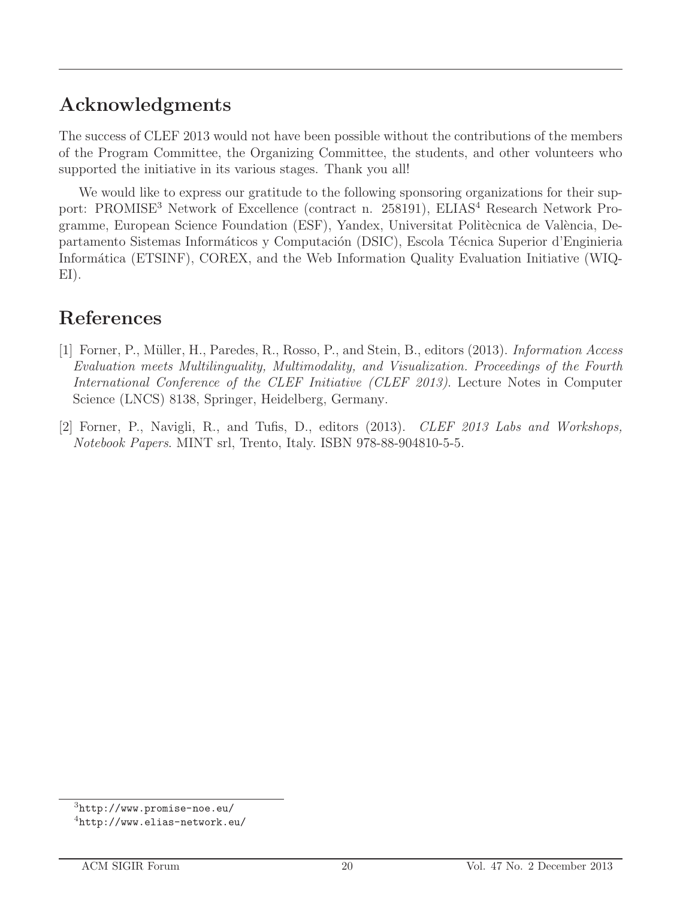## Acknowledgments

The success of CLEF 2013 would not have been possible without the contributions of the members of the Program Committee, the Organizing Committee, the students, and other volunteers who supported the initiative in its various stages. Thank you all!

We would like to express our gratitude to the following sponsoring organizations for their support: PROMISE[3] Network of Excellence (contract n. 258191), ELIAS[4] Research Network Programme, European Science Foundation (ESF), Yandex, Universitat Politècnica de València, Departamento Sistemas Informáticos y Computación (DSIC), Escola Técnica Superior d'Enginieria Informática (ETSINF), COREX, and the Web Information Quality Evaluation Initiative (WIQ-EI).

## References

[1] Forner, P., Müller, H., Paredes, R., Rosso, P., and Stein, B., editors (2013). *Information Access Evaluation meets Multilinguality, Multimodality, and Visualization. Proceedings of the Fourth International Conference of the CLEF Initiative (CLEF 2013).* Lecture Notes in Computer Science (LNCS) 8138, Springer, Heidelberg, Germany.

[2] Forner, P., Navigli, R., and Tufis, D., editors (2013). *CLEF 2013 Labs and Workshops, Notebook Papers*. MINT srl, Trento, Italy. ISBN 978-88-904810-5-5.

---

[3] http://www.promise-noe.eu/

[4] http://www.elias-network.eu/